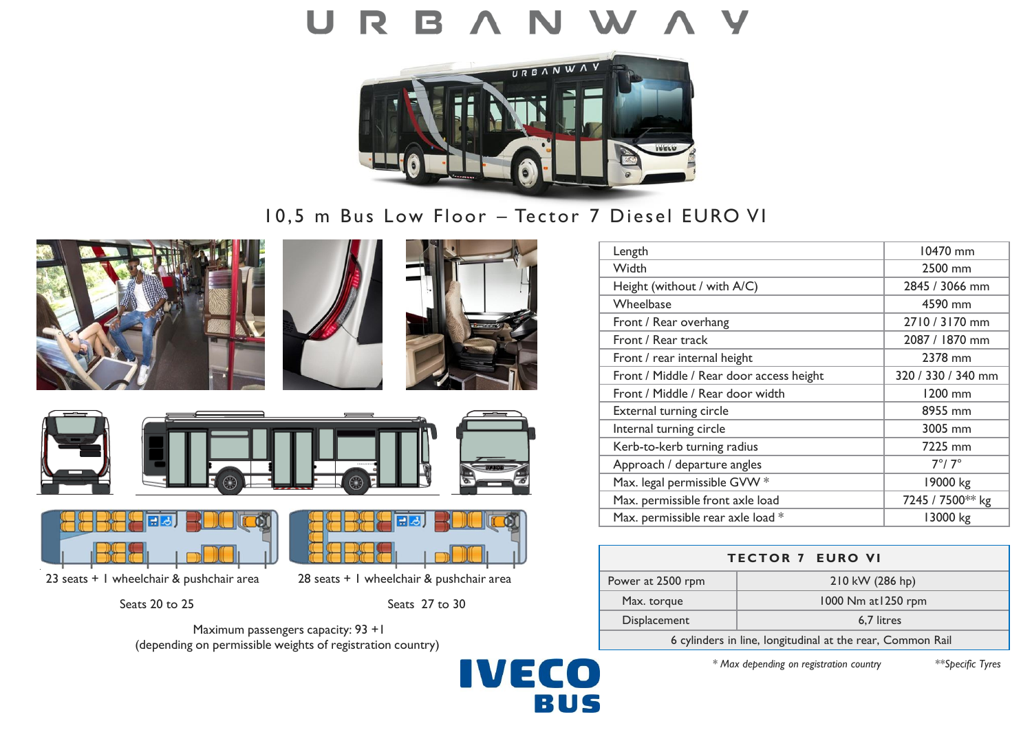# URBANWAY

## 10,5 m Bus Low Floor – Tector 7 Diesel EURO VI

23 seats + 1 wheelchair & pushchair area

Seats 20 to 25

28 seats + 1 wheelchair & pushchair area

Seats 27 to 30

Maximum passengers capacity: 93 +1
(depending on permissible weights of registration country)

| | |
|---|---|
| Length | 10470 mm |
| Width | 2500 mm |
| Height (without / with A/C) | 2845 / 3066 mm |
| Wheelbase | 4590 mm |
| Front / Rear overhang | 2710 / 3170 mm |
| Front / Rear track | 2087 / 1870 mm |
| Front / rear internal height | 2378 mm |
| Front / Middle / Rear door access height | 320 / 330 / 340 mm |
| Front / Middle / Rear door width | 1200 mm |
| External turning circle | 8955 mm |
| Internal turning circle | 3005 mm |
| Kerb-to-kerb turning radius | 7225 mm |
| Approach / departure angles | 7°/ 7° |
| Max. legal permissible GVW * | 19000 kg |
| Max. permissible front axle load | 7245 / 7500** kg |
| Max. permissible rear axle load * | 13000 kg |

| TECTOR 7 EURO VI | |
|---|---|
| Power at 2500 rpm | 210 kW (286 hp) |
| Max. torque | 1000 Nm at1250 rpm |
| Displacement | 6,7 litres |
| 6 cylinders in line, longitudinal at the rear, Common Rail | |

*\* Max depending on registration country* *\*\*Specific Tyres*

IVECO BUS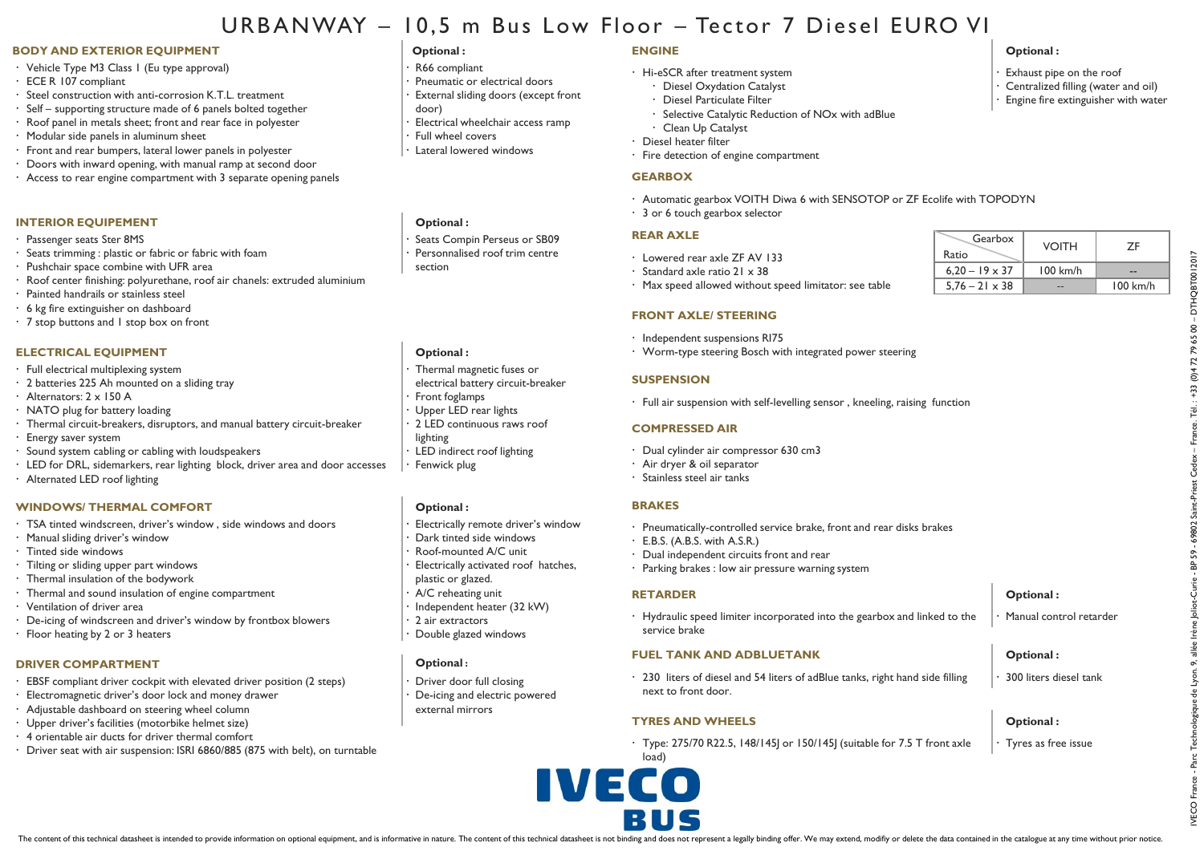# URBANWAY – 10,5 m Bus Low Floor – Tector 7 Diesel EURO VI

## BODY AND EXTERIOR EQUIPMENT

- Vehicle Type M3 Class I (Eu type approval)
- ECE R 107 compliant
- Steel construction with anti-corrosion K.T.L. treatment
- Self – supporting structure made of 6 panels bolted together
- Roof panel in metals sheet; front and rear face in polyester
- Modular side panels in aluminum sheet
- Front and rear bumpers, lateral lower panels in polyester
- Doors with inward opening, with manual ramp at second door
- Access to rear engine compartment with 3 separate opening panels

**Optional :**

- R66 compliant
- Pneumatic or electrical doors
- External sliding doors (except front door)
- Electrical wheelchair access ramp
- Full wheel covers
- Lateral lowered windows

## INTERIOR EQUIPEMENT

- Passenger seats Ster 8MS
- Seats trimming : plastic or fabric or fabric with foam
- Pushchair space combine with UFR area
- Roof center finishing: polyurethane, roof air chanels: extruded aluminium
- Painted handrails or stainless steel
- 6 kg fire extinguisher on dashboard
- 7 stop buttons and 1 stop box on front

**Optional :**

- Seats Compin Perseus or SB09
- Personnalised roof trim centre section

## ELECTRICAL EQUIPMENT

- Full electrical multiplexing system
- 2 batteries 225 Ah mounted on a sliding tray
- Alternators: 2 x 150 A
- NATO plug for battery loading
- Thermal circuit-breakers, disruptors, and manual battery circuit-breaker
- Energy saver system
- Sound system cabling or cabling with loudspeakers
- LED for DRL, sidemarkers, rear lighting block, driver area and door accesses
- Alternated LED roof lighting

**Optional :**

- Thermal magnetic fuses or electrical battery circuit-breaker
- Front foglamps
- Upper LED rear lights
- 2 LED continuous raws roof lighting
- LED indirect roof lighting
- Fenwick plug

## WINDOWS/ THERMAL COMFORT

- TSA tinted windscreen, driver's window , side windows and doors
- Manual sliding driver's window
- Tinted side windows
- Tilting or sliding upper part windows
- Thermal insulation of the bodywork
- Thermal and sound insulation of engine compartment
- Ventilation of driver area
- De-icing of windscreen and driver's window by frontbox blowers
- Floor heating by 2 or 3 heaters

**Optional :**

- Electrically remote driver's window
- Dark tinted side windows
- Roof-mounted A/C unit
- Electrically activated roof hatches, plastic or glazed.
- A/C reheating unit
- Independent heater (32 kW)
- 2 air extractors
- Double glazed windows

## DRIVER COMPARTMENT

- EBSF compliant driver cockpit with elevated driver position (2 steps)
- Electromagnetic driver's door lock and money drawer
- Adjustable dashboard on steering wheel column
- Upper driver's facilities (motorbike helmet size)
- 4 orientable air ducts for driver thermal comfort
- Driver seat with air suspension: ISRI 6860/885 (875 with belt), on turntable

**Optional :**

- Driver door full closing
- De-icing and electric powered external mirrors

## ENGINE

- Hi-eSCR after treatment system
  - Diesel Oxydation Catalyst
  - Diesel Particulate Filter
  - Selective Catalytic Reduction of NOx with adBlue
  - Clean Up Catalyst
- Diesel heater filter
- Fire detection of engine compartment

**Optional :**

- Exhaust pipe on the roof
- Centralized filling (water and oil)
- Engine fire extinguisher with water

## GEARBOX

- Automatic gearbox VOITH Diwa 6 with SENSOTOP or ZF Ecolife with TOPODYN
- 3 or 6 touch gearbox selector

## REAR AXLE

- Lowered rear axle ZF AV 133
- Standard axle ratio 21 x 38
- Max speed allowed without speed limitator: see table

| Ratio \ Gearbox | VOITH | ZF |
|---|---|---|
| 6,20 – 19 x 37 | 100 km/h | -- |
| 5,76 – 21 x 38 | -- | 100 km/h |

## FRONT AXLE/ STEERING

- Independent suspensions RI75
- Worm-type steering Bosch with integrated power steering

## SUSPENSION

- Full air suspension with self-levelling sensor , kneeling, raising function

## COMPRESSED AIR

- Dual cylinder air compressor 630 cm3
- Air dryer & oil separator
- Stainless steel air tanks

## BRAKES

- Pneumatically-controlled service brake, front and rear disks brakes
- E.B.S. (A.B.S. with A.S.R.)
- Dual independent circuits front and rear
- Parking brakes : low air pressure warning system

## RETARDER

- Hydraulic speed limiter incorporated into the gearbox and linked to the service brake

**Optional :**

- Manual control retarder

## FUEL TANK AND ADBLUETANK

- 230 liters of diesel and 54 liters of adBlue tanks, right hand side filling next to front door.

**Optional :**

- 300 liters diesel tank

## TYRES AND WHEELS

- Type: 275/70 R22.5, 148/145J or 150/145J (suitable for 7.5 T front axle load)

**Optional :**

- Tyres as free issue

IVECO BUS

IVECO France - Parc Technologique de Lyon, 9, allée Irène Joliot-Curie - BP 59 - 69802 Saint-Priest Cedex – France. Tél. : +33 (0)4 72 79 65 00 – DTHQBT0012017

The content of this technical datasheet is intended to provide information on optional equipment, and is informative in nature. The content of this technical datasheet is not binding and does not represent a legally binding offer. We may extend, modify or delete the data contained in the catalogue at any time without prior notice.